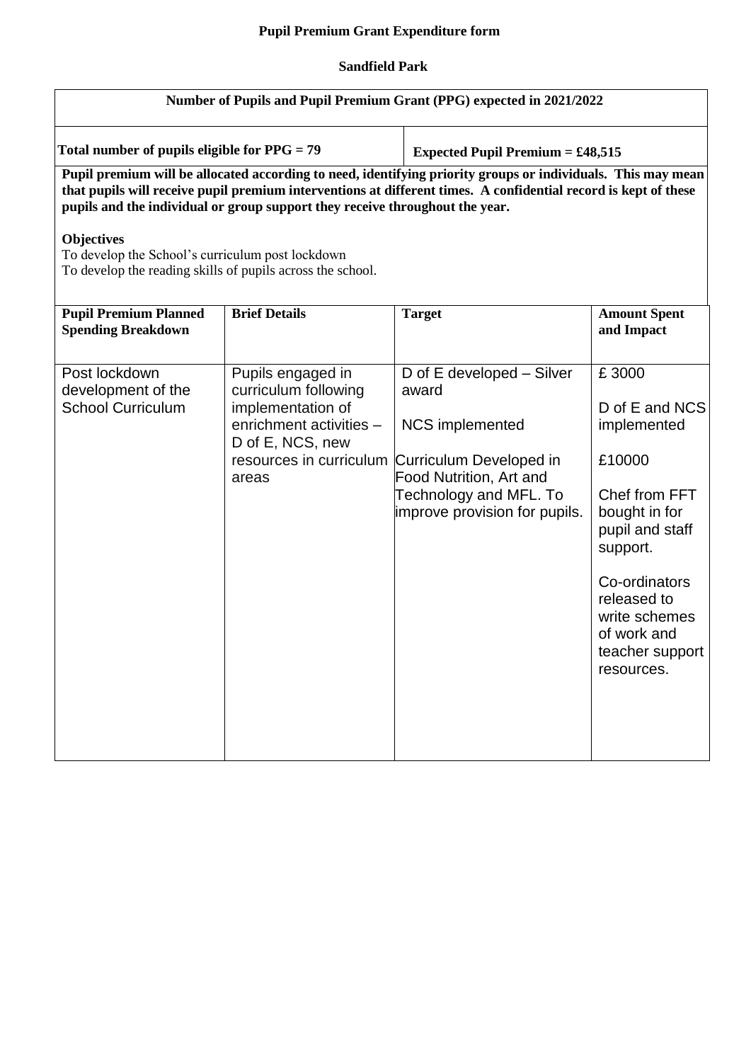# Pupil Premium Grant Expenditure form

## Sandfield Park

| Number of Pupils and Pupil Premium Grant (PPG) expected in 2021/2022 | |
|---|---|
| **Total number of pupils eligible for PPG = 79** | **Expected Pupil Premium = £48,515** |

**Pupil premium will be allocated according to need, identifying priority groups or individuals. This may mean that pupils will receive pupil premium interventions at different times. A confidential record is kept of these pupils and the individual or group support they receive throughout the year.**

**Objectives**

To develop the School's curriculum post lockdown

To develop the reading skills of pupils across the school.

| Pupil Premium Planned Spending Breakdown | Brief Details | Target | Amount Spent and Impact |
|---|---|---|---|
| Post lockdown development of the School Curriculum | Pupils engaged in curriculum following implementation of enrichment activities – D of E, NCS, new resources in curriculum areas | D of E developed – Silver award<br><br>NCS implemented<br><br>Curriculum Developed in Food Nutrition, Art and Technology and MFL. To improve provision for pupils. | £ 3000<br><br>D of E and NCS implemented<br><br>£10000<br><br>Chef from FFT bought in for pupil and staff support.<br><br>Co-ordinators released to write schemes of work and teacher support resources. |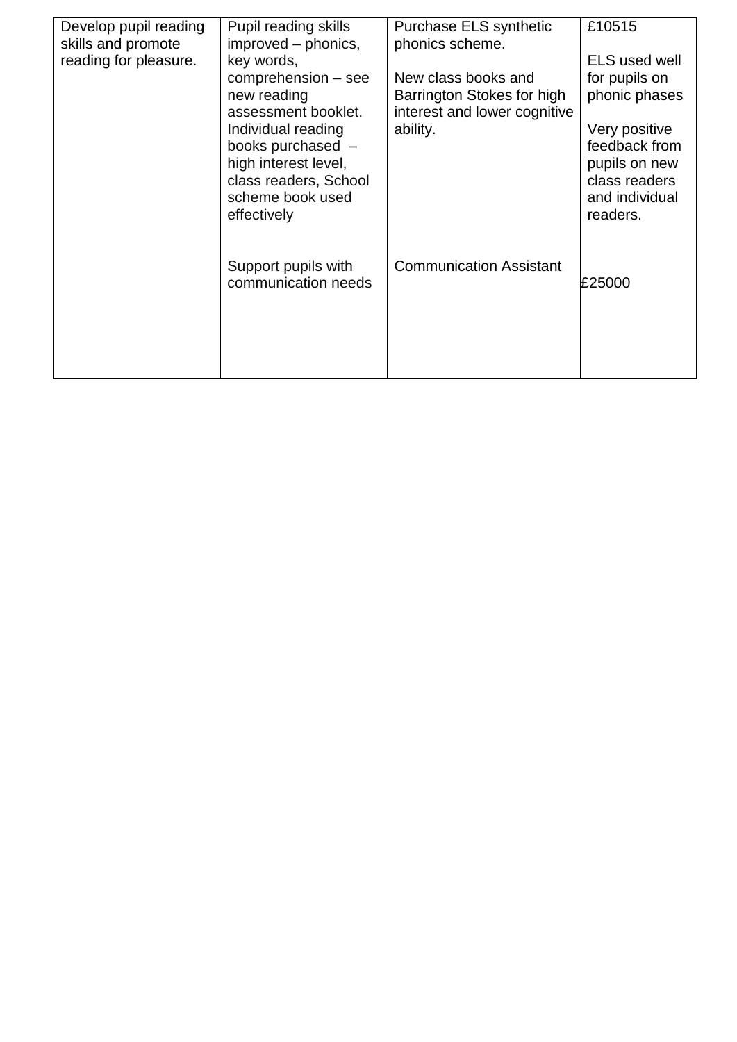| | | | |
|---|---|---|---|
| Develop pupil reading skills and promote reading for pleasure. | Pupil reading skills improved – phonics, key words, comprehension – see new reading assessment booklet. Individual reading books purchased – high interest level, class readers, School scheme book used effectively | Purchase ELS synthetic phonics scheme.<br><br>New class books and Barrington Stokes for high interest and lower cognitive ability. | £10515<br><br>ELS used well for pupils on phonic phases<br><br>Very positive feedback from pupils on new class readers and individual readers. |
| | Support pupils with communication needs | Communication Assistant | £25000 |